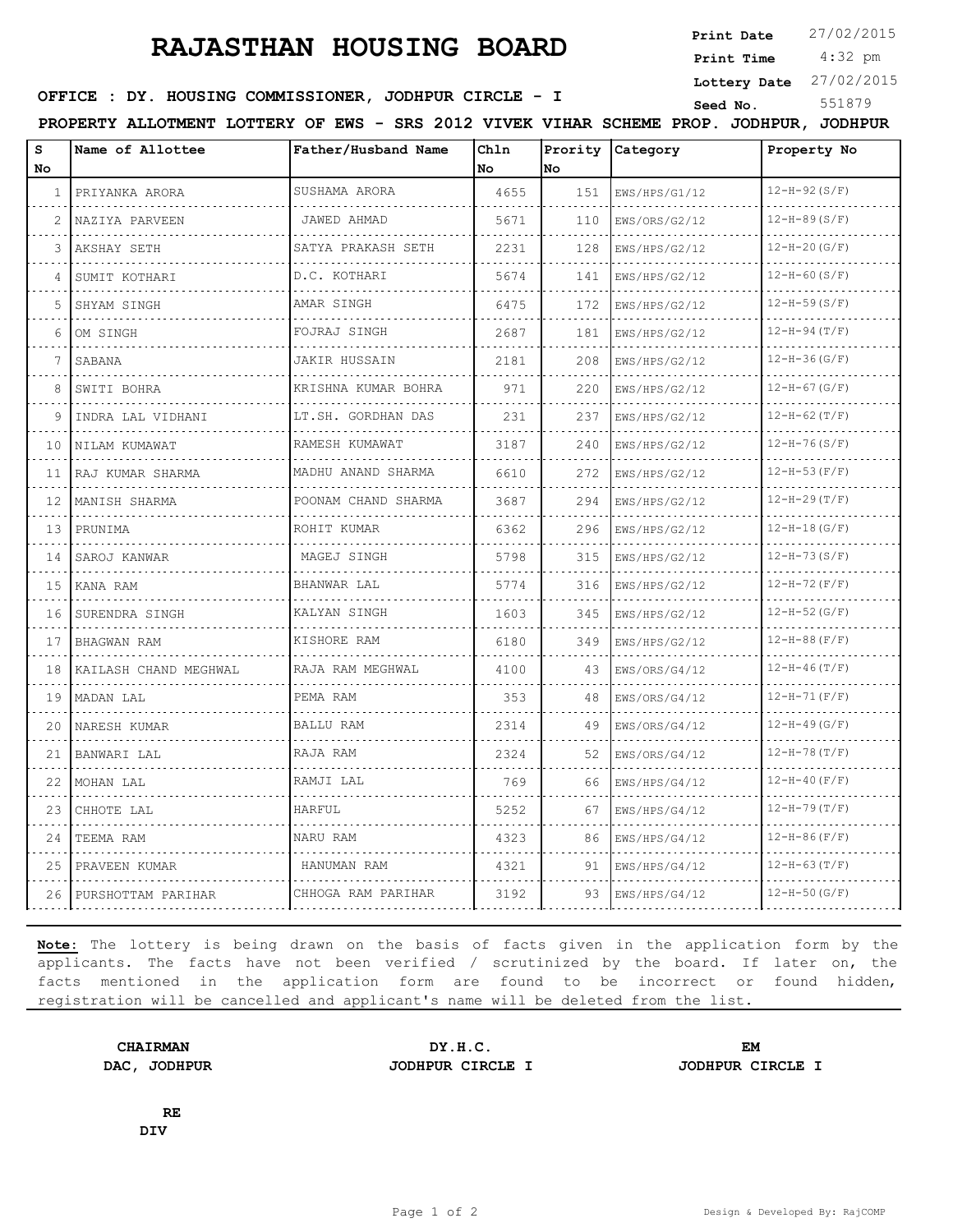# RAJASTHAN HOUSING BOARD

**Print Date** 27/02/2015
**Print Time** 4:32 pm
**Lottery Date** 27/02/2015
**Seed No.** 551879

**OFFICE : DY. HOUSING COMMISSIONER, JODHPUR CIRCLE - I**

**PROPERTY ALLOTMENT LOTTERY OF EWS - SRS 2012 VIVEK VIHAR SCHEME PROP. JODHPUR, JODHPUR**

| S No | Name of Allottee | Father/Husband Name | Chln No | Prority No | Category | Property No |
|---|---|---|---|---|---|---|
| 1 | PRIYANKA ARORA | SUSHAMA ARORA | 4655 | 151 | EWS/HPS/G1/12 | 12-H-92(S/F) |
| 2 | NAZIYA PARVEEN | JAWED AHMAD | 5671 | 110 | EWS/ORS/G2/12 | 12-H-89(S/F) |
| 3 | AKSHAY SETH | SATYA PRAKASH SETH | 2231 | 128 | EWS/HPS/G2/12 | 12-H-20(G/F) |
| 4 | SUMIT KOTHARI | D.C. KOTHARI | 5674 | 141 | EWS/HPS/G2/12 | 12-H-60(S/F) |
| 5 | SHYAM SINGH | AMAR SINGH | 6475 | 172 | EWS/HPS/G2/12 | 12-H-59(S/F) |
| 6 | OM SINGH | FOJRAJ SINGH | 2687 | 181 | EWS/HPS/G2/12 | 12-H-94(T/F) |
| 7 | SABANA | JAKIR HUSSAIN | 2181 | 208 | EWS/HPS/G2/12 | 12-H-36(G/F) |
| 8 | SWITI BOHRA | KRISHNA KUMAR BOHRA | 971 | 220 | EWS/HPS/G2/12 | 12-H-67(G/F) |
| 9 | INDRA LAL VIDHANI | LT.SH. GORDHAN DAS | 231 | 237 | EWS/HPS/G2/12 | 12-H-62(T/F) |
| 10 | NILAM KUMAWAT | RAMESH KUMAWAT | 3187 | 240 | EWS/HPS/G2/12 | 12-H-76(S/F) |
| 11 | RAJ KUMAR SHARMA | MADHU ANAND SHARMA | 6610 | 272 | EWS/HPS/G2/12 | 12-H-53(F/F) |
| 12 | MANISH SHARMA | POONAM CHAND SHARMA | 3687 | 294 | EWS/HPS/G2/12 | 12-H-29(T/F) |
| 13 | PRUNIMA | ROHIT KUMAR | 6362 | 296 | EWS/HPS/G2/12 | 12-H-18(G/F) |
| 14 | SAROJ KANWAR | MAGEJ SINGH | 5798 | 315 | EWS/HPS/G2/12 | 12-H-73(S/F) |
| 15 | KANA RAM | BHANWAR LAL | 5774 | 316 | EWS/HPS/G2/12 | 12-H-72(F/F) |
| 16 | SURENDRA SINGH | KALYAN SINGH | 1603 | 345 | EWS/HPS/G2/12 | 12-H-52(G/F) |
| 17 | BHAGWAN RAM | KISHORE RAM | 6180 | 349 | EWS/HPS/G2/12 | 12-H-88(F/F) |
| 18 | KAILASH CHAND MEGHWAL | RAJA RAM MEGHWAL | 4100 | 43 | EWS/ORS/G4/12 | 12-H-46(T/F) |
| 19 | MADAN LAL | PEMA RAM | 353 | 48 | EWS/ORS/G4/12 | 12-H-71(F/F) |
| 20 | NARESH KUMAR | BALLU RAM | 2314 | 49 | EWS/ORS/G4/12 | 12-H-49(G/F) |
| 21 | BANWARI LAL | RAJA RAM | 2324 | 52 | EWS/ORS/G4/12 | 12-H-78(T/F) |
| 22 | MOHAN LAL | RAMJI LAL | 769 | 66 | EWS/HPS/G4/12 | 12-H-40(F/F) |
| 23 | CHHOTE LAL | HARFUL | 5252 | 67 | EWS/HPS/G4/12 | 12-H-79(T/F) |
| 24 | TEEMA RAM | NARU RAM | 4323 | 86 | EWS/HPS/G4/12 | 12-H-86(F/F) |
| 25 | PRAVEEN KUMAR | HANUMAN RAM | 4321 | 91 | EWS/HPS/G4/12 | 12-H-63(T/F) |
| 26 | PURSHOTTAM PARIHAR | CHHOGA RAM PARIHAR | 3192 | 93 | EWS/HPS/G4/12 | 12-H-50(G/F) |

**Note:** The lottery is being drawn on the basis of facts given in the application form by the applicants. The facts have not been verified / scrutinized by the board. If later on, the facts mentioned in the application form are found to be incorrect or found hidden, registration will be cancelled and applicant's name will be deleted from the list.

**CHAIRMAN**
**DAC, JODHPUR**

**DY.H.C.**
**JODHPUR CIRCLE I**

**EM**
**JODHPUR CIRCLE I**

**RE**
**DIV**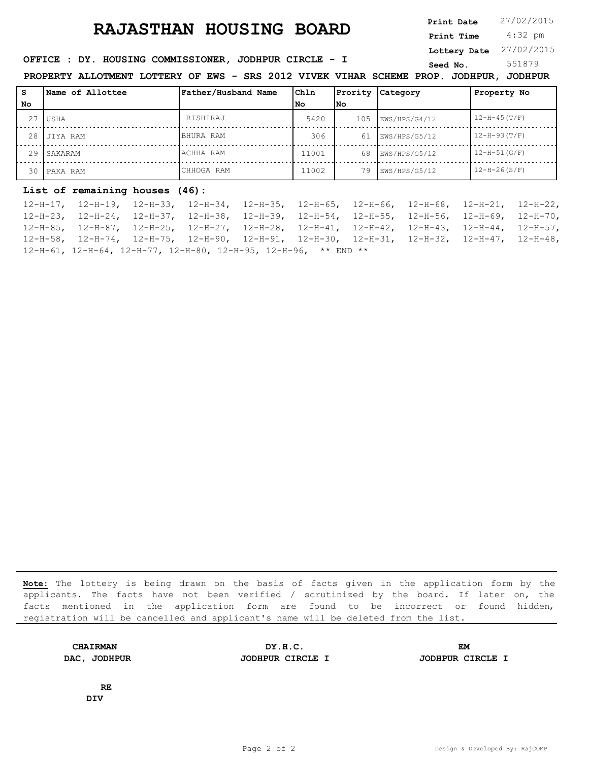# RAJASTHAN HOUSING BOARD

**Print Date** 27/02/2015
**Print Time** 4:32 pm
**Lottery Date** 27/02/2015
**Seed No.** 551879

**OFFICE : DY. HOUSING COMMISSIONER, JODHPUR CIRCLE - I**

**PROPERTY ALLOTMENT LOTTERY OF EWS - SRS 2012 VIVEK VIHAR SCHEME PROP. JODHPUR, JODHPUR**

| S No | Name of Allottee | Father/Husband Name | Chln No | Prority No | Category | Property No |
|---|---|---|---|---|---|---|
| 27 | USHA | RISHIRAJ | 5420 | 105 | EWS/HPS/G4/12 | 12-H-45(T/F) |
| 28 | JIYA RAM | BHURA RAM | 306 | 61 | EWS/HPS/G5/12 | 12-H-93(T/F) |
| 29 | SAKARAM | ACHHA RAM | 11001 | 68 | EWS/HPS/G5/12 | 12-H-51(G/F) |
| 30 | PAKA RAM | CHHOGA RAM | 11002 | 79 | EWS/HPS/G5/12 | 12-H-26(S/F) |

**List of remaining houses (46):**

12-H-17, 12-H-19, 12-H-33, 12-H-34, 12-H-35, 12-H-65, 12-H-66, 12-H-68, 12-H-21, 12-H-22, 12-H-23, 12-H-24, 12-H-37, 12-H-38, 12-H-39, 12-H-54, 12-H-55, 12-H-56, 12-H-69, 12-H-70, 12-H-85, 12-H-87, 12-H-25, 12-H-27, 12-H-28, 12-H-41, 12-H-42, 12-H-43, 12-H-44, 12-H-57, 12-H-58, 12-H-74, 12-H-75, 12-H-90, 12-H-91, 12-H-30, 12-H-31, 12-H-32, 12-H-47, 12-H-48, 12-H-61, 12-H-64, 12-H-77, 12-H-80, 12-H-95, 12-H-96, ** END **

**Note:** The lottery is being drawn on the basis of facts given in the application form by the applicants. The facts have not been verified / scrutinized by the board. If later on, the facts mentioned in the application form are found to be incorrect or found hidden, registration will be cancelled and applicant's name will be deleted from the list.

**CHAIRMAN**
**DAC, JODHPUR**

**DY.H.C.**
**JODHPUR CIRCLE I**

**EM**
**JODHPUR CIRCLE I**

**RE**
**DIV**